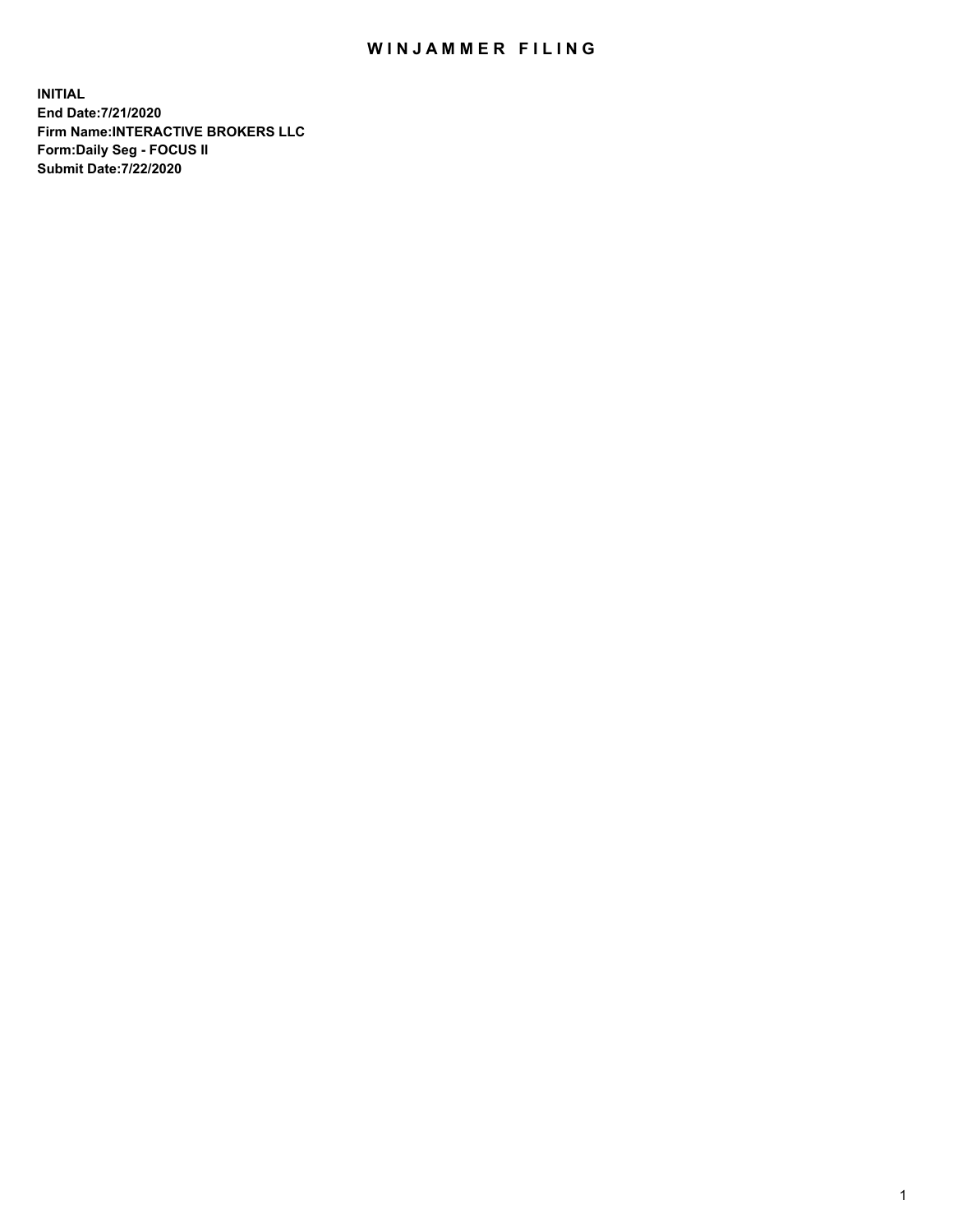# WINJAMMER FILING

**INITIAL**
**End Date:7/21/2020**
**Firm Name:INTERACTIVE BROKERS LLC**
**Form:Daily Seg - FOCUS II**
**Submit Date:7/22/2020**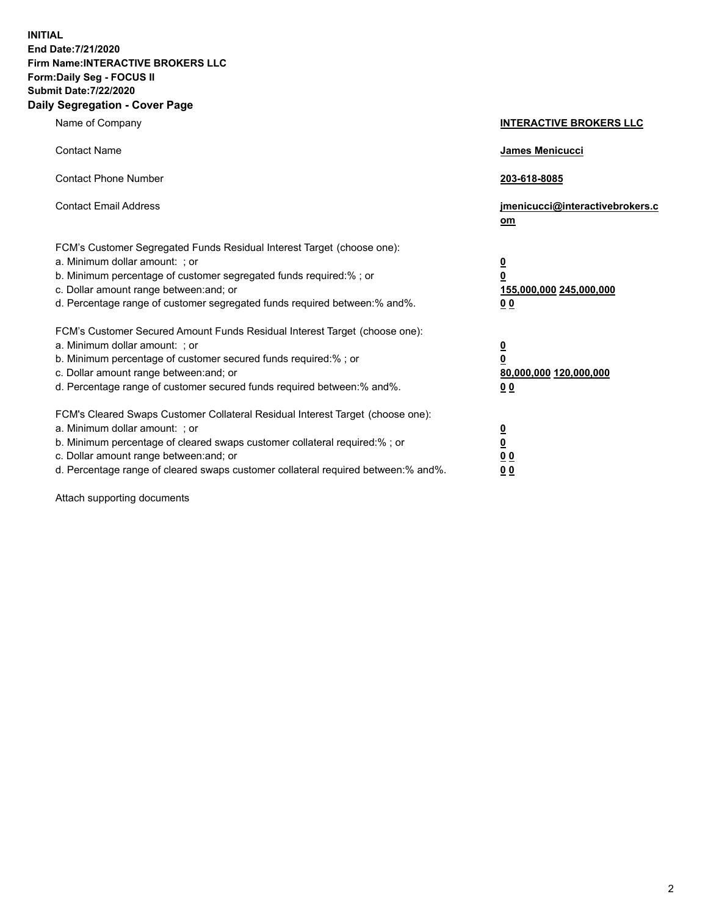**INITIAL**
**End Date:7/21/2020**
**Firm Name:INTERACTIVE BROKERS LLC**
**Form:Daily Seg - FOCUS II**
**Submit Date:7/22/2020**
**Daily Segregation - Cover Page**

| | |
|---|---|
| Name of Company | **INTERACTIVE BROKERS LLC** |
| Contact Name | **James Menicucci** |
| Contact Phone Number | **203-618-8085** |
| Contact Email Address | **jmenicucci@interactivebrokers.com** |

FCM's Customer Segregated Funds Residual Interest Target (choose one):

| | |
|---|---|
| a. Minimum dollar amount: ; or | **0** |
| b. Minimum percentage of customer segregated funds required:% ; or | **0** |
| c. Dollar amount range between:and; or | **155,000,000** **245,000,000** |
| d. Percentage range of customer segregated funds required between:% and%. | **0** **0** |

FCM's Customer Secured Amount Funds Residual Interest Target (choose one):

| | |
|---|---|
| a. Minimum dollar amount: ; or | **0** |
| b. Minimum percentage of customer secured funds required:% ; or | **0** |
| c. Dollar amount range between:and; or | **80,000,000** **120,000,000** |
| d. Percentage range of customer secured funds required between:% and%. | **0** **0** |

FCM's Cleared Swaps Customer Collateral Residual Interest Target (choose one):

| | |
|---|---|
| a. Minimum dollar amount: ; or | **0** |
| b. Minimum percentage of cleared swaps customer collateral required:% ; or | **0** |
| c. Dollar amount range between:and; or | **0** **0** |
| d. Percentage range of cleared swaps customer collateral required between:% and%. | **0** **0** |

Attach supporting documents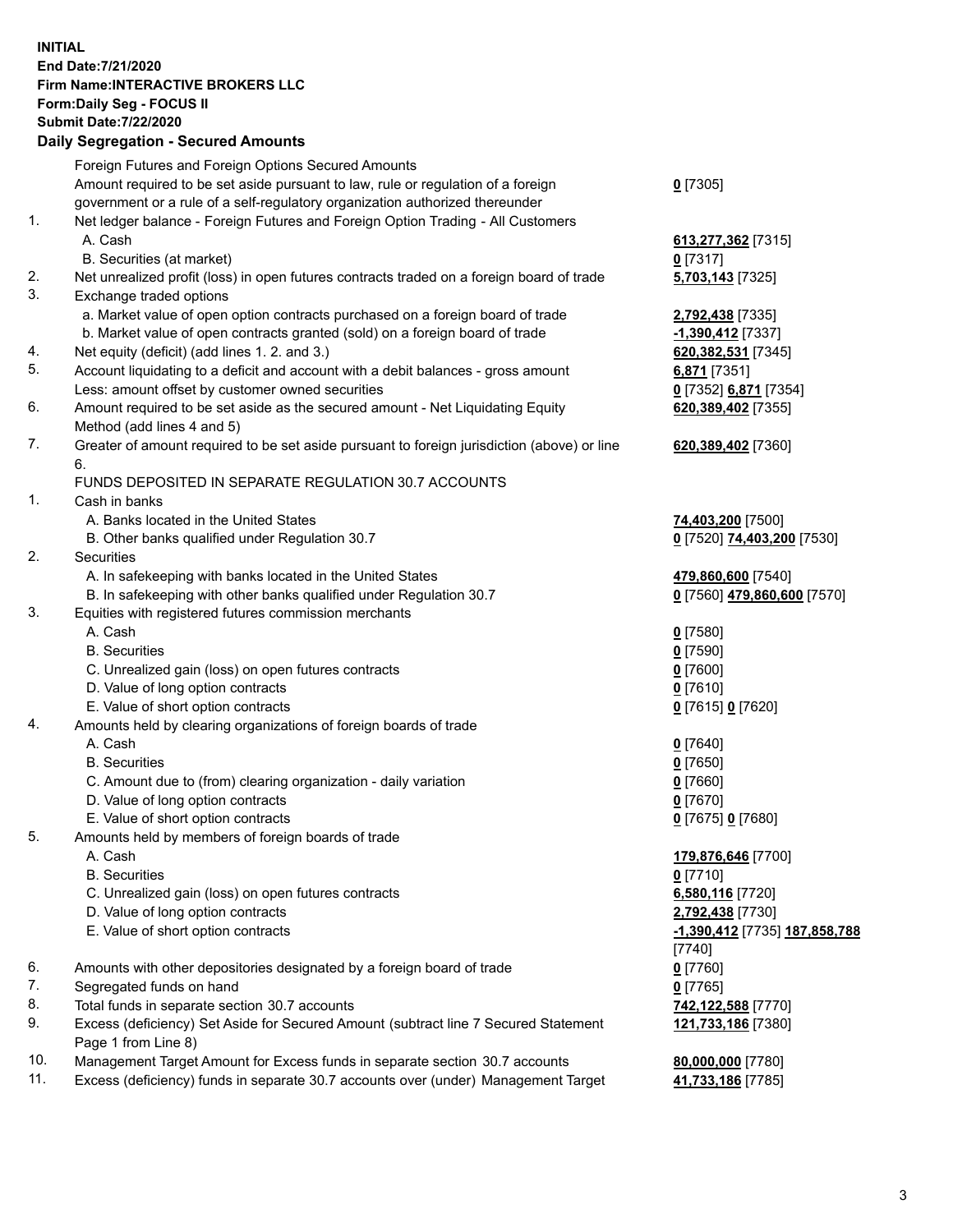**INITIAL**
**End Date:7/21/2020**
**Firm Name:INTERACTIVE BROKERS LLC**
**Form:Daily Seg - FOCUS II**
**Submit Date:7/22/2020**

**Daily Segregation - Secured Amounts**

| | | |
|---|---|---|
| | Foreign Futures and Foreign Options Secured Amounts | |
| | Amount required to be set aside pursuant to law, rule or regulation of a foreign government or a rule of a self-regulatory organization authorized thereunder | **0** [7305] |
| 1. | Net ledger balance - Foreign Futures and Foreign Option Trading - All Customers | |
| | A. Cash | **613,277,362** [7315] |
| | B. Securities (at market) | **0** [7317] |
| 2. | Net unrealized profit (loss) in open futures contracts traded on a foreign board of trade | **5,703,143** [7325] |
| 3. | Exchange traded options | |
| | a. Market value of open option contracts purchased on a foreign board of trade | **2,792,438** [7335] |
| | b. Market value of open contracts granted (sold) on a foreign board of trade | **-1,390,412** [7337] |
| 4. | Net equity (deficit) (add lines 1. 2. and 3.) | **620,382,531** [7345] |
| 5. | Account liquidating to a deficit and account with a debit balances - gross amount | **6,871** [7351] |
| | Less: amount offset by customer owned securities | **0** [7352] **6,871** [7354] |
| 6. | Amount required to be set aside as the secured amount - Net Liquidating Equity Method (add lines 4 and 5) | **620,389,402** [7355] |
| 7. | Greater of amount required to be set aside pursuant to foreign jurisdiction (above) or line 6. | **620,389,402** [7360] |
| | FUNDS DEPOSITED IN SEPARATE REGULATION 30.7 ACCOUNTS | |
| 1. | Cash in banks | |
| | A. Banks located in the United States | **74,403,200** [7500] |
| | B. Other banks qualified under Regulation 30.7 | **0** [7520] **74,403,200** [7530] |
| 2. | Securities | |
| | A. In safekeeping with banks located in the United States | **479,860,600** [7540] |
| | B. In safekeeping with other banks qualified under Regulation 30.7 | **0** [7560] **479,860,600** [7570] |
| 3. | Equities with registered futures commission merchants | |
| | A. Cash | **0** [7580] |
| | B. Securities | **0** [7590] |
| | C. Unrealized gain (loss) on open futures contracts | **0** [7600] |
| | D. Value of long option contracts | **0** [7610] |
| | E. Value of short option contracts | **0** [7615] **0** [7620] |
| 4. | Amounts held by clearing organizations of foreign boards of trade | |
| | A. Cash | **0** [7640] |
| | B. Securities | **0** [7650] |
| | C. Amount due to (from) clearing organization - daily variation | **0** [7660] |
| | D. Value of long option contracts | **0** [7670] |
| | E. Value of short option contracts | **0** [7675] **0** [7680] |
| 5. | Amounts held by members of foreign boards of trade | |
| | A. Cash | **179,876,646** [7700] |
| | B. Securities | **0** [7710] |
| | C. Unrealized gain (loss) on open futures contracts | **6,580,116** [7720] |
| | D. Value of long option contracts | **2,792,438** [7730] |
| | E. Value of short option contracts | **-1,390,412** [7735] **187,858,788** [7740] |
| 6. | Amounts with other depositories designated by a foreign board of trade | **0** [7760] |
| 7. | Segregated funds on hand | **0** [7765] |
| 8. | Total funds in separate section 30.7 accounts | **742,122,588** [7770] |
| 9. | Excess (deficiency) Set Aside for Secured Amount (subtract line 7 Secured Statement Page 1 from Line 8) | **121,733,186** [7380] |
| 10. | Management Target Amount for Excess funds in separate section 30.7 accounts | **80,000,000** [7780] |
| 11. | Excess (deficiency) funds in separate 30.7 accounts over (under) Management Target | **41,733,186** [7785] |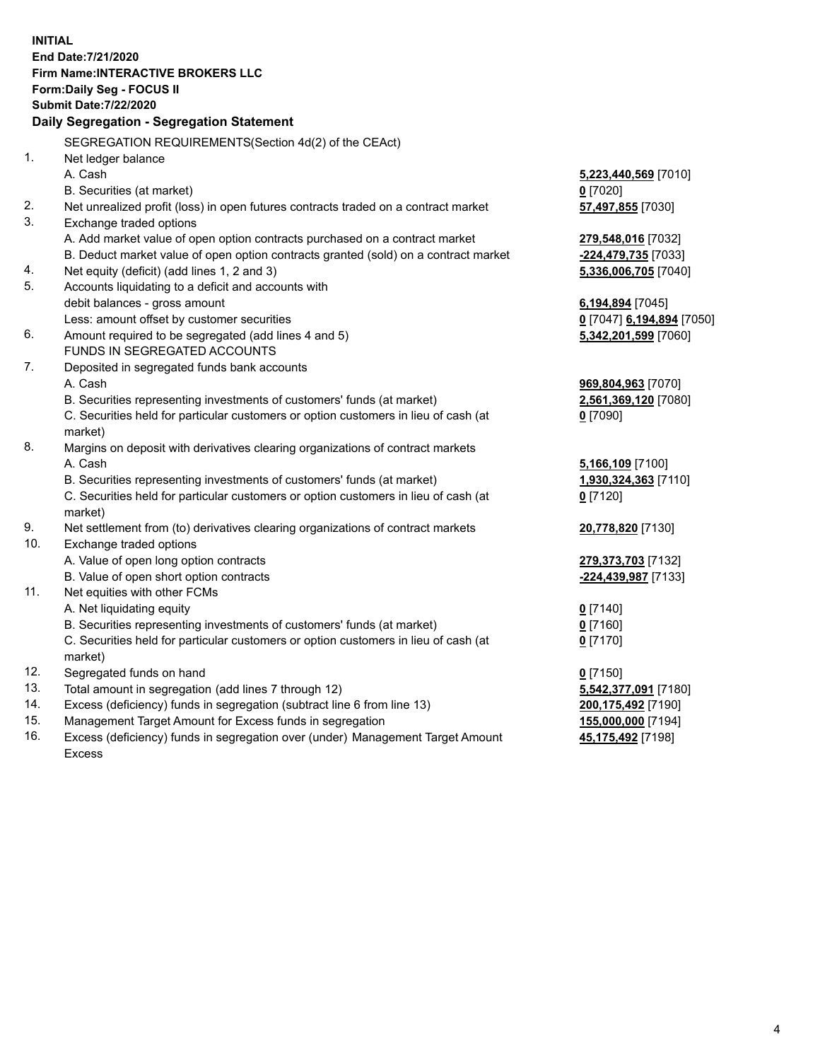**INITIAL**
**End Date:7/21/2020**
**Firm Name:INTERACTIVE BROKERS LLC**
**Form:Daily Seg - FOCUS II**
**Submit Date:7/22/2020**

**Daily Segregation - Segregation Statement**

| | | |
|---|---|---|
| | SEGREGATION REQUIREMENTS(Section 4d(2) of the CEAct) | |
| 1. | Net ledger balance | |
| | A. Cash | **5,223,440,569** [7010] |
| | B. Securities (at market) | **0** [7020] |
| 2. | Net unrealized profit (loss) in open futures contracts traded on a contract market | **57,497,855** [7030] |
| 3. | Exchange traded options | |
| | A. Add market value of open option contracts purchased on a contract market | **279,548,016** [7032] |
| | B. Deduct market value of open option contracts granted (sold) on a contract market | **-224,479,735** [7033] |
| 4. | Net equity (deficit) (add lines 1, 2 and 3) | **5,336,006,705** [7040] |
| 5. | Accounts liquidating to a deficit and accounts with debit balances - gross amount | **6,194,894** [7045] |
| | Less: amount offset by customer securities | **0** [7047] **6,194,894** [7050] |
| 6. | Amount required to be segregated (add lines 4 and 5) | **5,342,201,599** [7060] |
| | FUNDS IN SEGREGATED ACCOUNTS | |
| 7. | Deposited in segregated funds bank accounts | |
| | A. Cash | **969,804,963** [7070] |
| | B. Securities representing investments of customers' funds (at market) | **2,561,369,120** [7080] |
| | C. Securities held for particular customers or option customers in lieu of cash (at market) | **0** [7090] |
| 8. | Margins on deposit with derivatives clearing organizations of contract markets | |
| | A. Cash | **5,166,109** [7100] |
| | B. Securities representing investments of customers' funds (at market) | **1,930,324,363** [7110] |
| | C. Securities held for particular customers or option customers in lieu of cash (at market) | **0** [7120] |
| 9. | Net settlement from (to) derivatives clearing organizations of contract markets | **20,778,820** [7130] |
| 10. | Exchange traded options | |
| | A. Value of open long option contracts | **279,373,703** [7132] |
| | B. Value of open short option contracts | **-224,439,987** [7133] |
| 11. | Net equities with other FCMs | |
| | A. Net liquidating equity | **0** [7140] |
| | B. Securities representing investments of customers' funds (at market) | **0** [7160] |
| | C. Securities held for particular customers or option customers in lieu of cash (at market) | **0** [7170] |
| 12. | Segregated funds on hand | **0** [7150] |
| 13. | Total amount in segregation (add lines 7 through 12) | **5,542,377,091** [7180] |
| 14. | Excess (deficiency) funds in segregation (subtract line 6 from line 13) | **200,175,492** [7190] |
| 15. | Management Target Amount for Excess funds in segregation | **155,000,000** [7194] |
| 16. | Excess (deficiency) funds in segregation over (under) Management Target Amount Excess | **45,175,492** [7198] |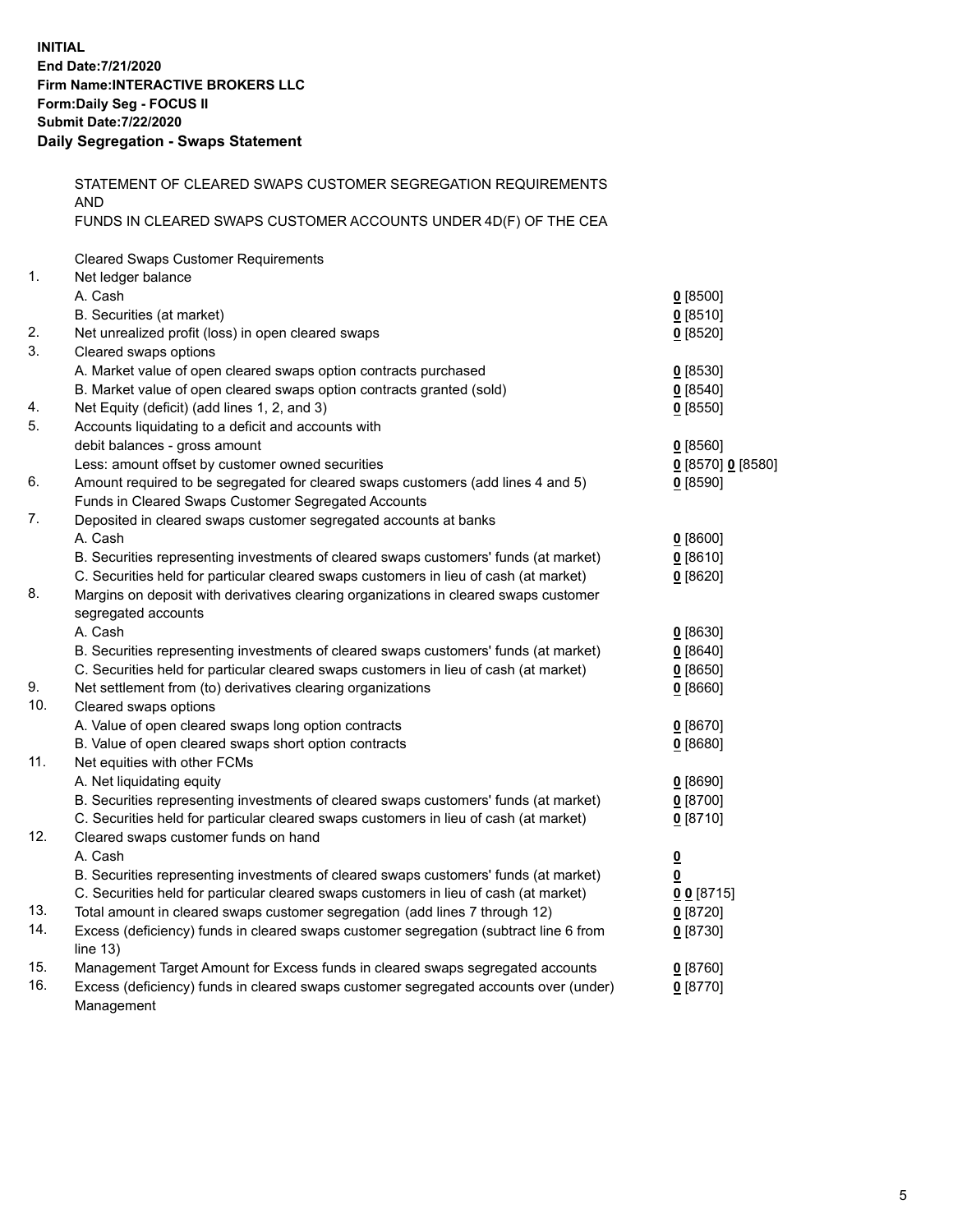**INITIAL**
**End Date:7/21/2020**
**Firm Name:INTERACTIVE BROKERS LLC**
**Form:Daily Seg - FOCUS II**
**Submit Date:7/22/2020**
**Daily Segregation - Swaps Statement**

STATEMENT OF CLEARED SWAPS CUSTOMER SEGREGATION REQUIREMENTS AND FUNDS IN CLEARED SWAPS CUSTOMER ACCOUNTS UNDER 4D(F) OF THE CEA

| | | |
|---|---|---|
| | Cleared Swaps Customer Requirements | |
| 1. | Net ledger balance | |
| | A. Cash | 0 [8500] |
| | B. Securities (at market) | 0 [8510] |
| 2. | Net unrealized profit (loss) in open cleared swaps | 0 [8520] |
| 3. | Cleared swaps options | |
| | A. Market value of open cleared swaps option contracts purchased | 0 [8530] |
| | B. Market value of open cleared swaps option contracts granted (sold) | 0 [8540] |
| 4. | Net Equity (deficit) (add lines 1, 2, and 3) | 0 [8550] |
| 5. | Accounts liquidating to a deficit and accounts with debit balances - gross amount | 0 [8560] |
| | Less: amount offset by customer owned securities | 0 [8570] 0 [8580] |
| 6. | Amount required to be segregated for cleared swaps customers (add lines 4 and 5) | 0 [8590] |
| | Funds in Cleared Swaps Customer Segregated Accounts | |
| 7. | Deposited in cleared swaps customer segregated accounts at banks | |
| | A. Cash | 0 [8600] |
| | B. Securities representing investments of cleared swaps customers' funds (at market) | 0 [8610] |
| | C. Securities held for particular cleared swaps customers in lieu of cash (at market) | 0 [8620] |
| 8. | Margins on deposit with derivatives clearing organizations in cleared swaps customer segregated accounts | |
| | A. Cash | 0 [8630] |
| | B. Securities representing investments of cleared swaps customers' funds (at market) | 0 [8640] |
| | C. Securities held for particular cleared swaps customers in lieu of cash (at market) | 0 [8650] |
| 9. | Net settlement from (to) derivatives clearing organizations | 0 [8660] |
| 10. | Cleared swaps options | |
| | A. Value of open cleared swaps long option contracts | 0 [8670] |
| | B. Value of open cleared swaps short option contracts | 0 [8680] |
| 11. | Net equities with other FCMs | |
| | A. Net liquidating equity | 0 [8690] |
| | B. Securities representing investments of cleared swaps customers' funds (at market) | 0 [8700] |
| | C. Securities held for particular cleared swaps customers in lieu of cash (at market) | 0 [8710] |
| 12. | Cleared swaps customer funds on hand | |
| | A. Cash | 0 |
| | B. Securities representing investments of cleared swaps customers' funds (at market) | 0 |
| | C. Securities held for particular cleared swaps customers in lieu of cash (at market) | 0 0 [8715] |
| 13. | Total amount in cleared swaps customer segregation (add lines 7 through 12) | 0 [8720] |
| 14. | Excess (deficiency) funds in cleared swaps customer segregation (subtract line 6 from line 13) | 0 [8730] |
| 15. | Management Target Amount for Excess funds in cleared swaps segregated accounts | 0 [8760] |
| 16. | Excess (deficiency) funds in cleared swaps customer segregated accounts over (under) Management | 0 [8770] |